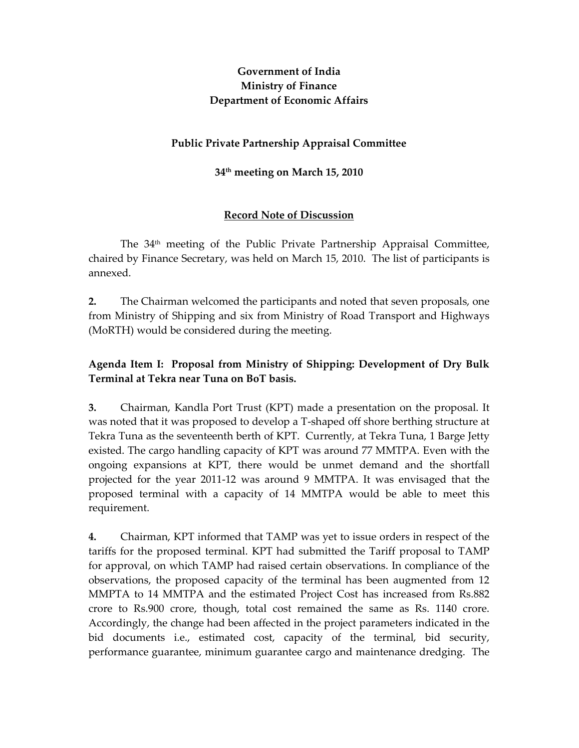**Government of India**
**Ministry of Finance**
**Department of Economic Affairs**

**Public Private Partnership Appraisal Committee**

**34th meeting on March 15, 2010**

**Record Note of Discussion**

The 34th meeting of the Public Private Partnership Appraisal Committee, chaired by Finance Secretary, was held on March 15, 2010. The list of participants is annexed.

**2.** The Chairman welcomed the participants and noted that seven proposals, one from Ministry of Shipping and six from Ministry of Road Transport and Highways (MoRTH) would be considered during the meeting.

**Agenda Item I: Proposal from Ministry of Shipping: Development of Dry Bulk Terminal at Tekra near Tuna on BoT basis.**

**3.** Chairman, Kandla Port Trust (KPT) made a presentation on the proposal. It was noted that it was proposed to develop a T-shaped off shore berthing structure at Tekra Tuna as the seventeenth berth of KPT. Currently, at Tekra Tuna, 1 Barge Jetty existed. The cargo handling capacity of KPT was around 77 MMTPA. Even with the ongoing expansions at KPT, there would be unmet demand and the shortfall projected for the year 2011-12 was around 9 MMTPA. It was envisaged that the proposed terminal with a capacity of 14 MMTPA would be able to meet this requirement.

**4.** Chairman, KPT informed that TAMP was yet to issue orders in respect of the tariffs for the proposed terminal. KPT had submitted the Tariff proposal to TAMP for approval, on which TAMP had raised certain observations. In compliance of the observations, the proposed capacity of the terminal has been augmented from 12 MMPTA to 14 MMTPA and the estimated Project Cost has increased from Rs.882 crore to Rs.900 crore, though, total cost remained the same as Rs. 1140 crore. Accordingly, the change had been affected in the project parameters indicated in the bid documents i.e., estimated cost, capacity of the terminal, bid security, performance guarantee, minimum guarantee cargo and maintenance dredging. The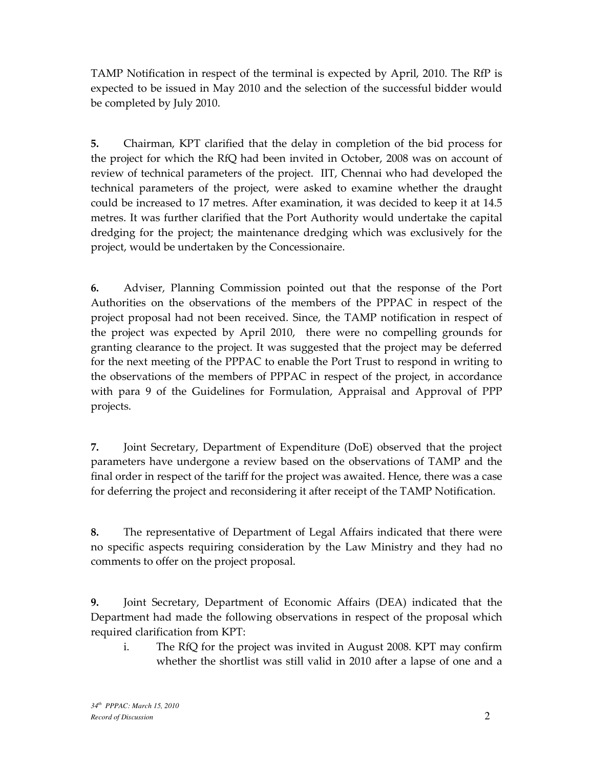TAMP Notification in respect of the terminal is expected by April, 2010. The RfP is expected to be issued in May 2010 and the selection of the successful bidder would be completed by July 2010.

**5.** Chairman, KPT clarified that the delay in completion of the bid process for the project for which the RfQ had been invited in October, 2008 was on account of review of technical parameters of the project. IIT, Chennai who had developed the technical parameters of the project, were asked to examine whether the draught could be increased to 17 metres. After examination, it was decided to keep it at 14.5 metres. It was further clarified that the Port Authority would undertake the capital dredging for the project; the maintenance dredging which was exclusively for the project, would be undertaken by the Concessionaire.

**6.** Adviser, Planning Commission pointed out that the response of the Port Authorities on the observations of the members of the PPPAC in respect of the project proposal had not been received. Since, the TAMP notification in respect of the project was expected by April 2010, there were no compelling grounds for granting clearance to the project. It was suggested that the project may be deferred for the next meeting of the PPPAC to enable the Port Trust to respond in writing to the observations of the members of PPPAC in respect of the project, in accordance with para 9 of the Guidelines for Formulation, Appraisal and Approval of PPP projects.

**7.** Joint Secretary, Department of Expenditure (DoE) observed that the project parameters have undergone a review based on the observations of TAMP and the final order in respect of the tariff for the project was awaited. Hence, there was a case for deferring the project and reconsidering it after receipt of the TAMP Notification.

**8.** The representative of Department of Legal Affairs indicated that there were no specific aspects requiring consideration by the Law Ministry and they had no comments to offer on the project proposal.

**9.** Joint Secretary, Department of Economic Affairs (DEA) indicated that the Department had made the following observations in respect of the proposal which required clarification from KPT:

i. The RfQ for the project was invited in August 2008. KPT may confirm whether the shortlist was still valid in 2010 after a lapse of one and a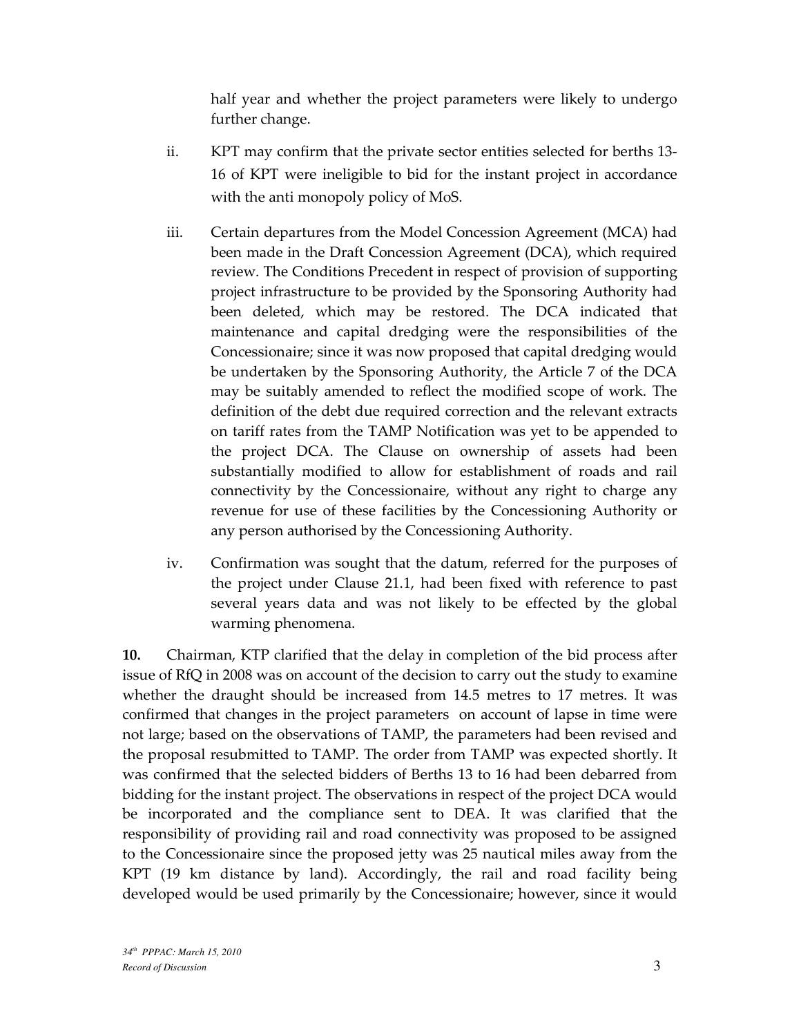half year and whether the project parameters were likely to undergo further change.

ii. KPT may confirm that the private sector entities selected for berths 13-16 of KPT were ineligible to bid for the instant project in accordance with the anti monopoly policy of MoS.

iii. Certain departures from the Model Concession Agreement (MCA) had been made in the Draft Concession Agreement (DCA), which required review. The Conditions Precedent in respect of provision of supporting project infrastructure to be provided by the Sponsoring Authority had been deleted, which may be restored. The DCA indicated that maintenance and capital dredging were the responsibilities of the Concessionaire; since it was now proposed that capital dredging would be undertaken by the Sponsoring Authority, the Article 7 of the DCA may be suitably amended to reflect the modified scope of work. The definition of the debt due required correction and the relevant extracts on tariff rates from the TAMP Notification was yet to be appended to the project DCA. The Clause on ownership of assets had been substantially modified to allow for establishment of roads and rail connectivity by the Concessionaire, without any right to charge any revenue for use of these facilities by the Concessioning Authority or any person authorised by the Concessioning Authority.

iv. Confirmation was sought that the datum, referred for the purposes of the project under Clause 21.1, had been fixed with reference to past several years data and was not likely to be effected by the global warming phenomena.

**10.** Chairman, KTP clarified that the delay in completion of the bid process after issue of RfQ in 2008 was on account of the decision to carry out the study to examine whether the draught should be increased from 14.5 metres to 17 metres. It was confirmed that changes in the project parameters on account of lapse in time were not large; based on the observations of TAMP, the parameters had been revised and the proposal resubmitted to TAMP. The order from TAMP was expected shortly. It was confirmed that the selected bidders of Berths 13 to 16 had been debarred from bidding for the instant project. The observations in respect of the project DCA would be incorporated and the compliance sent to DEA. It was clarified that the responsibility of providing rail and road connectivity was proposed to be assigned to the Concessionaire since the proposed jetty was 25 nautical miles away from the KPT (19 km distance by land). Accordingly, the rail and road facility being developed would be used primarily by the Concessionaire; however, since it would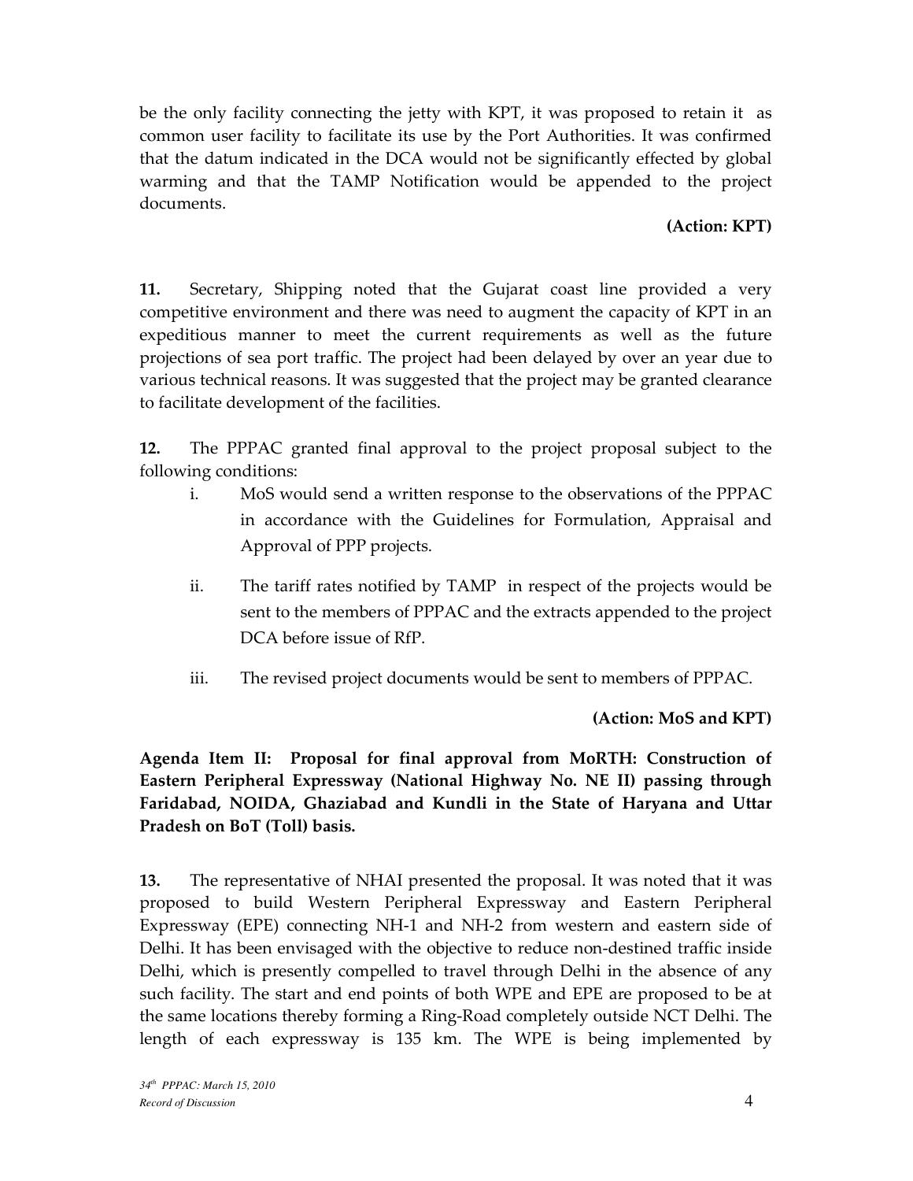be the only facility connecting the jetty with KPT, it was proposed to retain it as common user facility to facilitate its use by the Port Authorities. It was confirmed that the datum indicated in the DCA would not be significantly effected by global warming and that the TAMP Notification would be appended to the project documents.

**(Action: KPT)**

**11.** Secretary, Shipping noted that the Gujarat coast line provided a very competitive environment and there was need to augment the capacity of KPT in an expeditious manner to meet the current requirements as well as the future projections of sea port traffic. The project had been delayed by over an year due to various technical reasons. It was suggested that the project may be granted clearance to facilitate development of the facilities.

**12.** The PPPAC granted final approval to the project proposal subject to the following conditions:

i. MoS would send a written response to the observations of the PPPAC in accordance with the Guidelines for Formulation, Appraisal and Approval of PPP projects.

ii. The tariff rates notified by TAMP in respect of the projects would be sent to the members of PPPAC and the extracts appended to the project DCA before issue of RfP.

iii. The revised project documents would be sent to members of PPPAC.

**(Action: MoS and KPT)**

**Agenda Item II: Proposal for final approval from MoRTH: Construction of Eastern Peripheral Expressway (National Highway No. NE II) passing through Faridabad, NOIDA, Ghaziabad and Kundli in the State of Haryana and Uttar Pradesh on BoT (Toll) basis.**

**13.** The representative of NHAI presented the proposal. It was noted that it was proposed to build Western Peripheral Expressway and Eastern Peripheral Expressway (EPE) connecting NH-1 and NH-2 from western and eastern side of Delhi. It has been envisaged with the objective to reduce non-destined traffic inside Delhi, which is presently compelled to travel through Delhi in the absence of any such facility. The start and end points of both WPE and EPE are proposed to be at the same locations thereby forming a Ring-Road completely outside NCT Delhi. The length of each expressway is 135 km. The WPE is being implemented by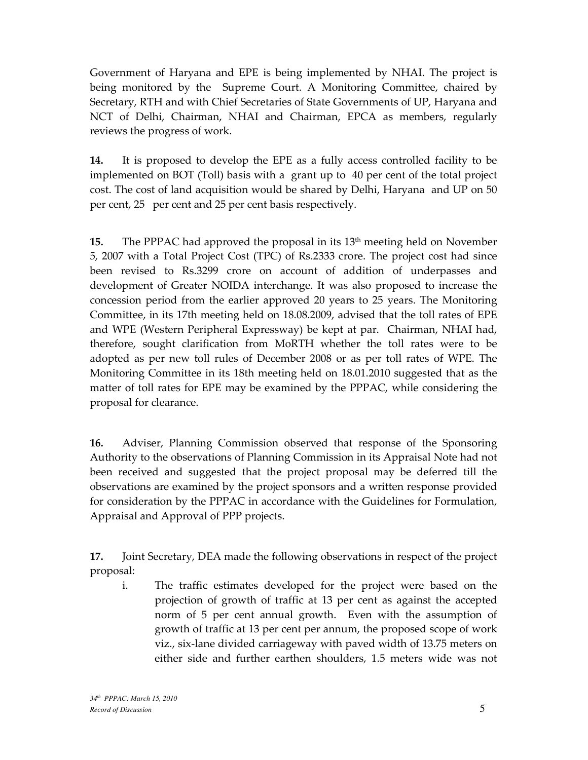Government of Haryana and EPE is being implemented by NHAI. The project is being monitored by the Supreme Court. A Monitoring Committee, chaired by Secretary, RTH and with Chief Secretaries of State Governments of UP, Haryana and NCT of Delhi, Chairman, NHAI and Chairman, EPCA as members, regularly reviews the progress of work.

**14.** It is proposed to develop the EPE as a fully access controlled facility to be implemented on BOT (Toll) basis with a grant up to 40 per cent of the total project cost. The cost of land acquisition would be shared by Delhi, Haryana and UP on 50 per cent, 25 per cent and 25 per cent basis respectively.

**15.** The PPPAC had approved the proposal in its 13th meeting held on November 5, 2007 with a Total Project Cost (TPC) of Rs.2333 crore. The project cost had since been revised to Rs.3299 crore on account of addition of underpasses and development of Greater NOIDA interchange. It was also proposed to increase the concession period from the earlier approved 20 years to 25 years. The Monitoring Committee, in its 17th meeting held on 18.08.2009, advised that the toll rates of EPE and WPE (Western Peripheral Expressway) be kept at par. Chairman, NHAI had, therefore, sought clarification from MoRTH whether the toll rates were to be adopted as per new toll rules of December 2008 or as per toll rates of WPE. The Monitoring Committee in its 18th meeting held on 18.01.2010 suggested that as the matter of toll rates for EPE may be examined by the PPPAC, while considering the proposal for clearance.

**16.** Adviser, Planning Commission observed that response of the Sponsoring Authority to the observations of Planning Commission in its Appraisal Note had not been received and suggested that the project proposal may be deferred till the observations are examined by the project sponsors and a written response provided for consideration by the PPPAC in accordance with the Guidelines for Formulation, Appraisal and Approval of PPP projects.

**17.** Joint Secretary, DEA made the following observations in respect of the project proposal:

i. The traffic estimates developed for the project were based on the projection of growth of traffic at 13 per cent as against the accepted norm of 5 per cent annual growth. Even with the assumption of growth of traffic at 13 per cent per annum, the proposed scope of work viz., six-lane divided carriageway with paved width of 13.75 meters on either side and further earthen shoulders, 1.5 meters wide was not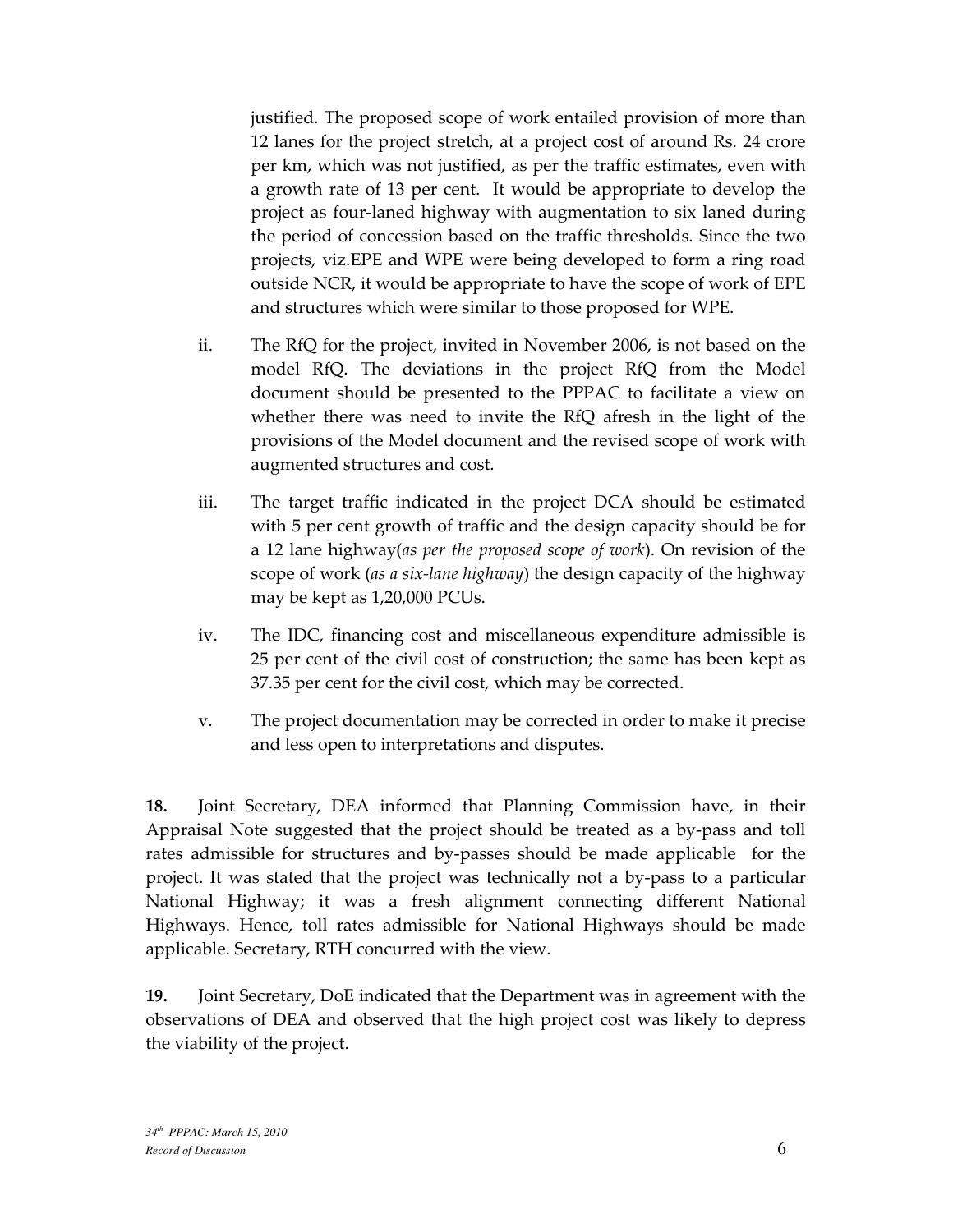justified. The proposed scope of work entailed provision of more than 12 lanes for the project stretch, at a project cost of around Rs. 24 crore per km, which was not justified, as per the traffic estimates, even with a growth rate of 13 per cent. It would be appropriate to develop the project as four-laned highway with augmentation to six laned during the period of concession based on the traffic thresholds. Since the two projects, viz.EPE and WPE were being developed to form a ring road outside NCR, it would be appropriate to have the scope of work of EPE and structures which were similar to those proposed for WPE.

ii. The RfQ for the project, invited in November 2006, is not based on the model RfQ. The deviations in the project RfQ from the Model document should be presented to the PPPAC to facilitate a view on whether there was need to invite the RfQ afresh in the light of the provisions of the Model document and the revised scope of work with augmented structures and cost.

iii. The target traffic indicated in the project DCA should be estimated with 5 per cent growth of traffic and the design capacity should be for a 12 lane highway(*as per the proposed scope of work*). On revision of the scope of work (*as a six-lane highway*) the design capacity of the highway may be kept as 1,20,000 PCUs.

iv. The IDC, financing cost and miscellaneous expenditure admissible is 25 per cent of the civil cost of construction; the same has been kept as 37.35 per cent for the civil cost, which may be corrected.

v. The project documentation may be corrected in order to make it precise and less open to interpretations and disputes.

**18.** Joint Secretary, DEA informed that Planning Commission have, in their Appraisal Note suggested that the project should be treated as a by-pass and toll rates admissible for structures and by-passes should be made applicable for the project. It was stated that the project was technically not a by-pass to a particular National Highway; it was a fresh alignment connecting different National Highways. Hence, toll rates admissible for National Highways should be made applicable. Secretary, RTH concurred with the view.

**19.** Joint Secretary, DoE indicated that the Department was in agreement with the observations of DEA and observed that the high project cost was likely to depress the viability of the project.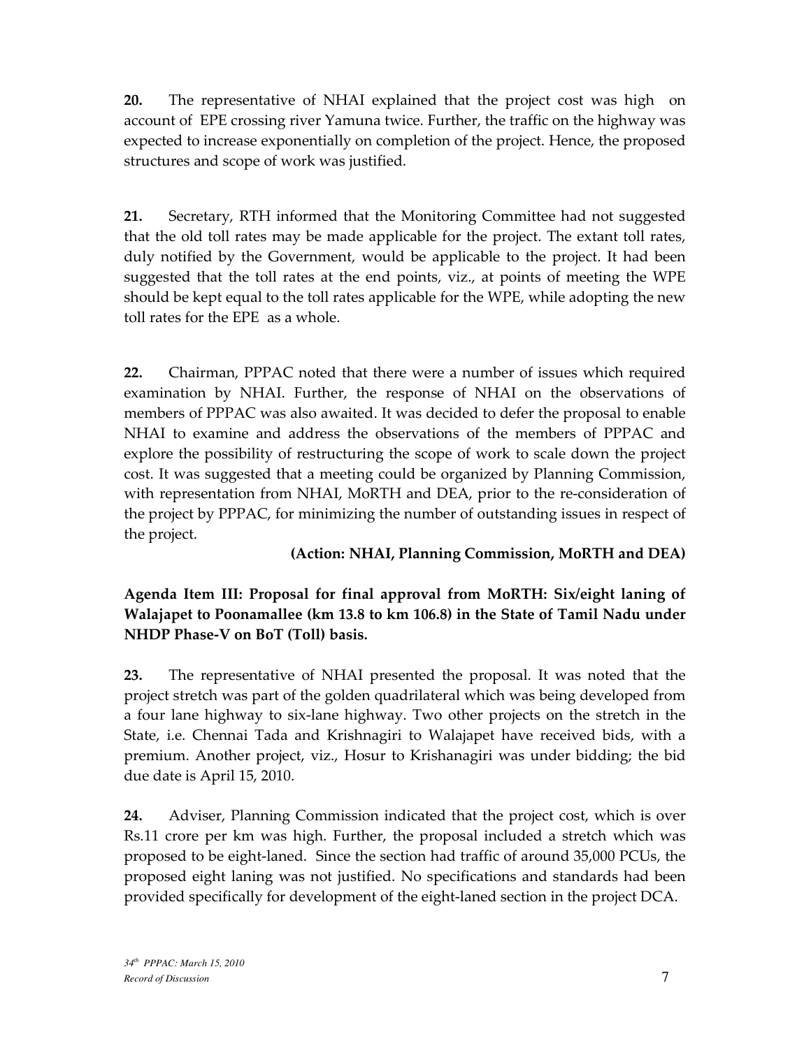**20.** The representative of NHAI explained that the project cost was high on account of EPE crossing river Yamuna twice. Further, the traffic on the highway was expected to increase exponentially on completion of the project. Hence, the proposed structures and scope of work was justified.

**21.** Secretary, RTH informed that the Monitoring Committee had not suggested that the old toll rates may be made applicable for the project. The extant toll rates, duly notified by the Government, would be applicable to the project. It had been suggested that the toll rates at the end points, viz., at points of meeting the WPE should be kept equal to the toll rates applicable for the WPE, while adopting the new toll rates for the EPE as a whole.

**22.** Chairman, PPPAC noted that there were a number of issues which required examination by NHAI. Further, the response of NHAI on the observations of members of PPPAC was also awaited. It was decided to defer the proposal to enable NHAI to examine and address the observations of the members of PPPAC and explore the possibility of restructuring the scope of work to scale down the project cost. It was suggested that a meeting could be organized by Planning Commission, with representation from NHAI, MoRTH and DEA, prior to the re-consideration of the project by PPPAC, for minimizing the number of outstanding issues in respect of the project.

**(Action: NHAI, Planning Commission, MoRTH and DEA)**

**Agenda Item III: Proposal for final approval from MoRTH: Six/eight laning of Walajapet to Poonamallee (km 13.8 to km 106.8) in the State of Tamil Nadu under NHDP Phase-V on BoT (Toll) basis.**

**23.** The representative of NHAI presented the proposal. It was noted that the project stretch was part of the golden quadrilateral which was being developed from a four lane highway to six-lane highway. Two other projects on the stretch in the State, i.e. Chennai Tada and Krishnagiri to Walajapet have received bids, with a premium. Another project, viz., Hosur to Krishanagiri was under bidding; the bid due date is April 15, 2010.

**24.** Adviser, Planning Commission indicated that the project cost, which is over Rs.11 crore per km was high. Further, the proposal included a stretch which was proposed to be eight-laned. Since the section had traffic of around 35,000 PCUs, the proposed eight laning was not justified. No specifications and standards had been provided specifically for development of the eight-laned section in the project DCA.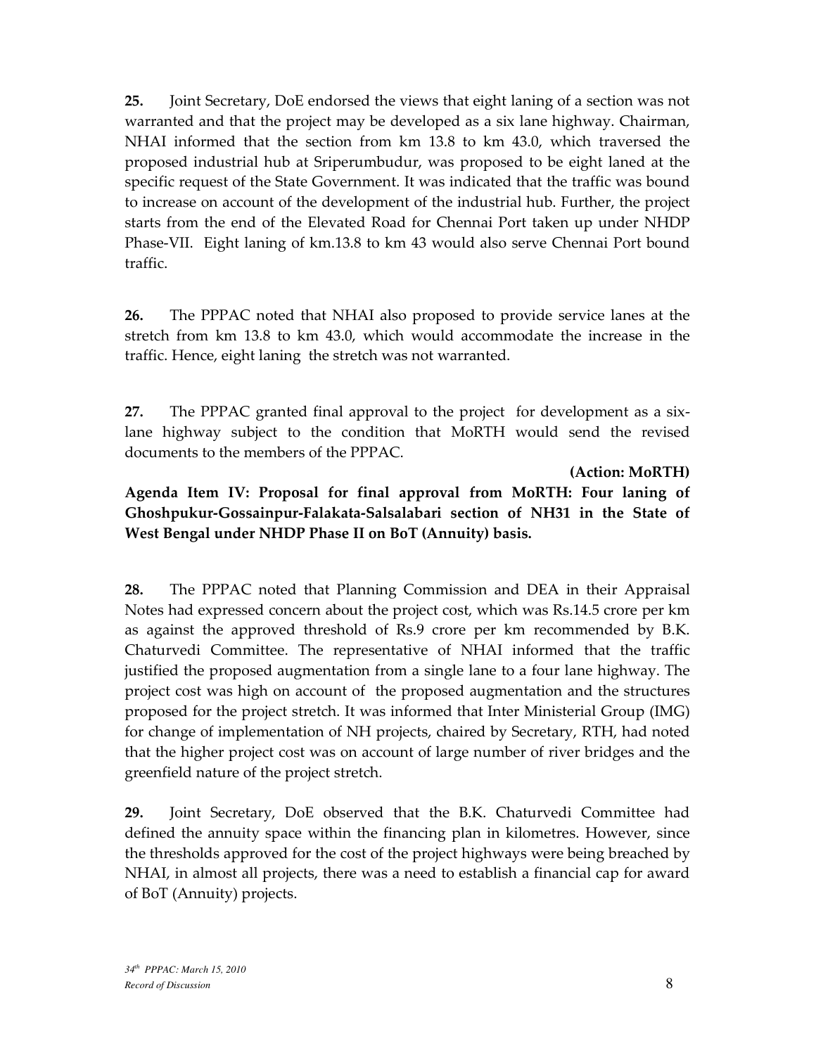**25.** Joint Secretary, DoE endorsed the views that eight laning of a section was not warranted and that the project may be developed as a six lane highway. Chairman, NHAI informed that the section from km 13.8 to km 43.0, which traversed the proposed industrial hub at Sriperumbudur, was proposed to be eight laned at the specific request of the State Government. It was indicated that the traffic was bound to increase on account of the development of the industrial hub. Further, the project starts from the end of the Elevated Road for Chennai Port taken up under NHDP Phase-VII. Eight laning of km.13.8 to km 43 would also serve Chennai Port bound traffic.

**26.** The PPPAC noted that NHAI also proposed to provide service lanes at the stretch from km 13.8 to km 43.0, which would accommodate the increase in the traffic. Hence, eight laning the stretch was not warranted.

**27.** The PPPAC granted final approval to the project for development as a six-lane highway subject to the condition that MoRTH would send the revised documents to the members of the PPPAC.

**(Action: MoRTH)**

**Agenda Item IV: Proposal for final approval from MoRTH: Four laning of Ghoshpukur-Gossainpur-Falakata-Salsalabari section of NH31 in the State of West Bengal under NHDP Phase II on BoT (Annuity) basis.**

**28.** The PPPAC noted that Planning Commission and DEA in their Appraisal Notes had expressed concern about the project cost, which was Rs.14.5 crore per km as against the approved threshold of Rs.9 crore per km recommended by B.K. Chaturvedi Committee. The representative of NHAI informed that the traffic justified the proposed augmentation from a single lane to a four lane highway. The project cost was high on account of the proposed augmentation and the structures proposed for the project stretch. It was informed that Inter Ministerial Group (IMG) for change of implementation of NH projects, chaired by Secretary, RTH, had noted that the higher project cost was on account of large number of river bridges and the greenfield nature of the project stretch.

**29.** Joint Secretary, DoE observed that the B.K. Chaturvedi Committee had defined the annuity space within the financing plan in kilometres. However, since the thresholds approved for the cost of the project highways were being breached by NHAI, in almost all projects, there was a need to establish a financial cap for award of BoT (Annuity) projects.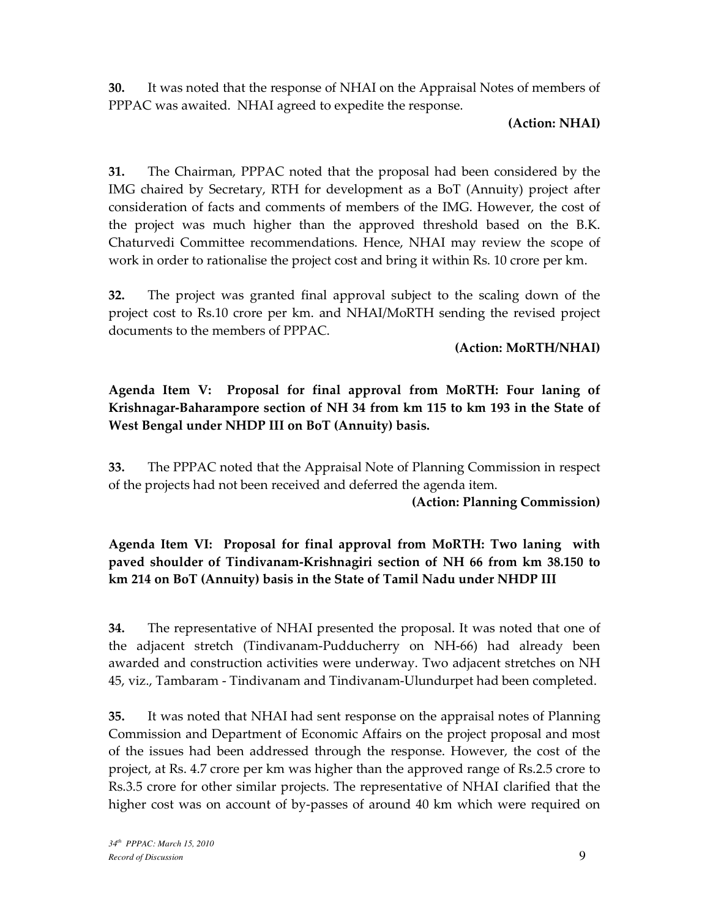**30.** It was noted that the response of NHAI on the Appraisal Notes of members of PPPAC was awaited. NHAI agreed to expedite the response.

**(Action: NHAI)**

**31.** The Chairman, PPPAC noted that the proposal had been considered by the IMG chaired by Secretary, RTH for development as a BoT (Annuity) project after consideration of facts and comments of members of the IMG. However, the cost of the project was much higher than the approved threshold based on the B.K. Chaturvedi Committee recommendations. Hence, NHAI may review the scope of work in order to rationalise the project cost and bring it within Rs. 10 crore per km.

**32.** The project was granted final approval subject to the scaling down of the project cost to Rs.10 crore per km. and NHAI/MoRTH sending the revised project documents to the members of PPPAC.

**(Action: MoRTH/NHAI)**

**Agenda Item V: Proposal for final approval from MoRTH: Four laning of Krishnagar-Baharampore section of NH 34 from km 115 to km 193 in the State of West Bengal under NHDP III on BoT (Annuity) basis.**

**33.** The PPPAC noted that the Appraisal Note of Planning Commission in respect of the projects had not been received and deferred the agenda item.

**(Action: Planning Commission)**

**Agenda Item VI: Proposal for final approval from MoRTH: Two laning with paved shoulder of Tindivanam-Krishnagiri section of NH 66 from km 38.150 to km 214 on BoT (Annuity) basis in the State of Tamil Nadu under NHDP III**

**34.** The representative of NHAI presented the proposal. It was noted that one of the adjacent stretch (Tindivanam-Pudducherry on NH-66) had already been awarded and construction activities were underway. Two adjacent stretches on NH 45, viz., Tambaram - Tindivanam and Tindivanam-Ulundurpet had been completed.

**35.** It was noted that NHAI had sent response on the appraisal notes of Planning Commission and Department of Economic Affairs on the project proposal and most of the issues had been addressed through the response. However, the cost of the project, at Rs. 4.7 crore per km was higher than the approved range of Rs.2.5 crore to Rs.3.5 crore for other similar projects. The representative of NHAI clarified that the higher cost was on account of by-passes of around 40 km which were required on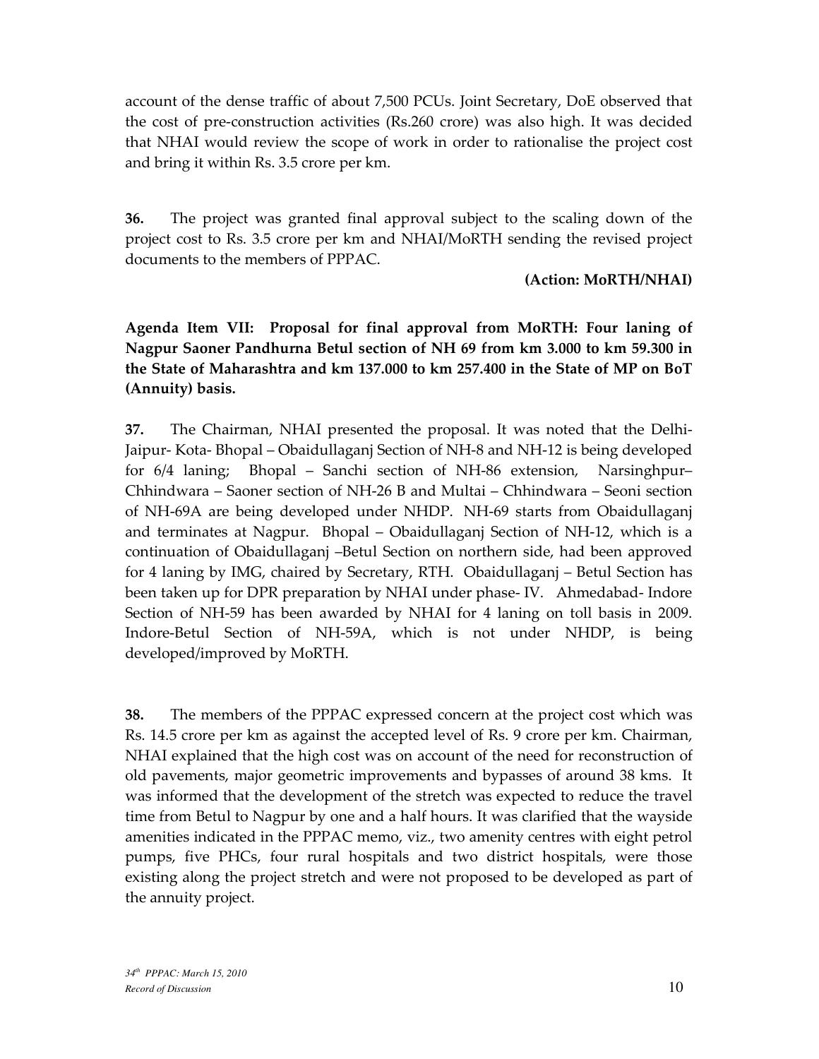account of the dense traffic of about 7,500 PCUs. Joint Secretary, DoE observed that the cost of pre-construction activities (Rs.260 crore) was also high. It was decided that NHAI would review the scope of work in order to rationalise the project cost and bring it within Rs. 3.5 crore per km.

**36.** The project was granted final approval subject to the scaling down of the project cost to Rs. 3.5 crore per km and NHAI/MoRTH sending the revised project documents to the members of PPPAC.

**(Action: MoRTH/NHAI)**

**Agenda Item VII: Proposal for final approval from MoRTH: Four laning of Nagpur Saoner Pandhurna Betul section of NH 69 from km 3.000 to km 59.300 in the State of Maharashtra and km 137.000 to km 257.400 in the State of MP on BoT (Annuity) basis.**

**37.** The Chairman, NHAI presented the proposal. It was noted that the Delhi-Jaipur- Kota- Bhopal – Obaidullaganj Section of NH-8 and NH-12 is being developed for 6/4 laning; Bhopal – Sanchi section of NH-86 extension, Narsinghpur–Chhindwara – Saoner section of NH-26 B and Multai – Chhindwara – Seoni section of NH-69A are being developed under NHDP. NH-69 starts from Obaidullaganj and terminates at Nagpur. Bhopal – Obaidullaganj Section of NH-12, which is a continuation of Obaidullaganj –Betul Section on northern side, had been approved for 4 laning by IMG, chaired by Secretary, RTH. Obaidullaganj – Betul Section has been taken up for DPR preparation by NHAI under phase- IV. Ahmedabad- Indore Section of NH-59 has been awarded by NHAI for 4 laning on toll basis in 2009. Indore-Betul Section of NH-59A, which is not under NHDP, is being developed/improved by MoRTH.

**38.** The members of the PPPAC expressed concern at the project cost which was Rs. 14.5 crore per km as against the accepted level of Rs. 9 crore per km. Chairman, NHAI explained that the high cost was on account of the need for reconstruction of old pavements, major geometric improvements and bypasses of around 38 kms. It was informed that the development of the stretch was expected to reduce the travel time from Betul to Nagpur by one and a half hours. It was clarified that the wayside amenities indicated in the PPPAC memo, viz., two amenity centres with eight petrol pumps, five PHCs, four rural hospitals and two district hospitals, were those existing along the project stretch and were not proposed to be developed as part of the annuity project.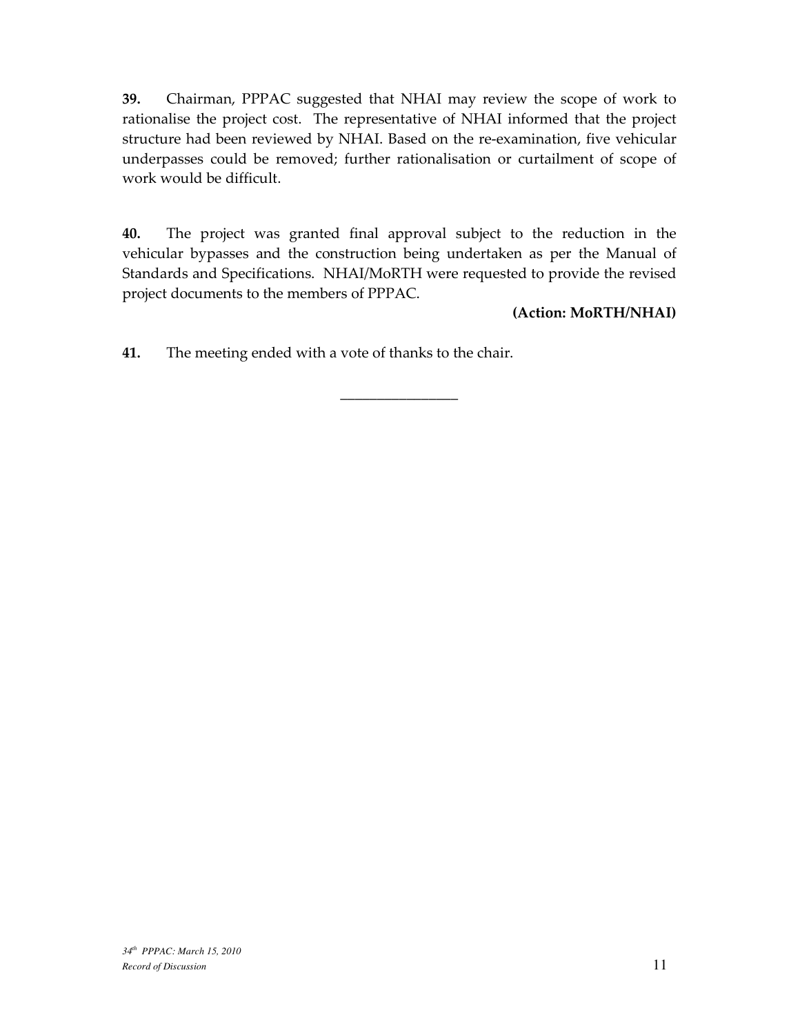**39.** Chairman, PPPAC suggested that NHAI may review the scope of work to rationalise the project cost. The representative of NHAI informed that the project structure had been reviewed by NHAI. Based on the re-examination, five vehicular underpasses could be removed; further rationalisation or curtailment of scope of work would be difficult.

**40.** The project was granted final approval subject to the reduction in the vehicular bypasses and the construction being undertaken as per the Manual of Standards and Specifications. NHAI/MoRTH were requested to provide the revised project documents to the members of PPPAC.

**(Action: MoRTH/NHAI)**

**41.** The meeting ended with a vote of thanks to the chair.

\_\_\_\_\_\_\_\_\_\_\_\_\_\_\_\_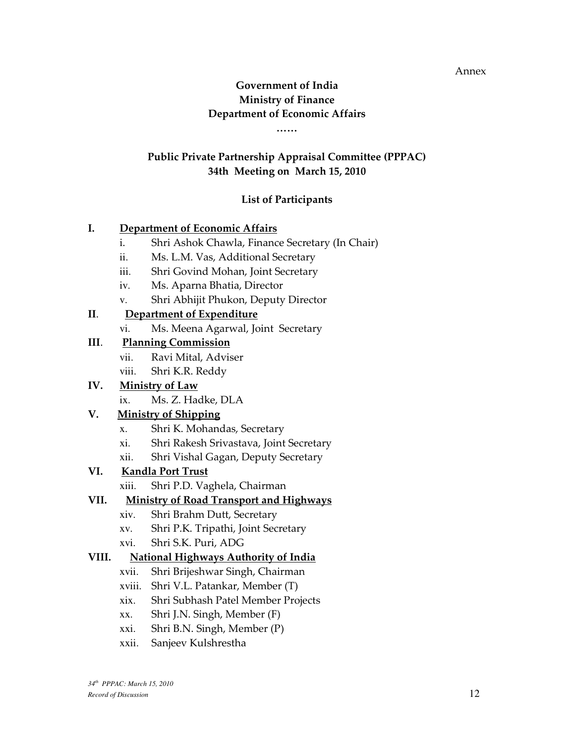Annex

**Government of India**
**Ministry of Finance**
**Department of Economic Affairs**

……

**Public Private Partnership Appraisal Committee (PPPAC)**
**34th Meeting on March 15, 2010**

**List of Participants**

**I. Department of Economic Affairs**

- i. Shri Ashok Chawla, Finance Secretary (In Chair)
- ii. Ms. L.M. Vas, Additional Secretary
- iii. Shri Govind Mohan, Joint Secretary
- iv. Ms. Aparna Bhatia, Director
- v. Shri Abhijit Phukon, Deputy Director

**II. Department of Expenditure**

- vi. Ms. Meena Agarwal, Joint Secretary

**III. Planning Commission**

- vii. Ravi Mital, Adviser
- viii. Shri K.R. Reddy

**IV. Ministry of Law**

- ix. Ms. Z. Hadke, DLA

**V. Ministry of Shipping**

- x. Shri K. Mohandas, Secretary
- xi. Shri Rakesh Srivastava, Joint Secretary
- xii. Shri Vishal Gagan, Deputy Secretary

**VI. Kandla Port Trust**

- xiii. Shri P.D. Vaghela, Chairman

**VII. Ministry of Road Transport and Highways**

- xiv. Shri Brahm Dutt, Secretary
- xv. Shri P.K. Tripathi, Joint Secretary
- xvi. Shri S.K. Puri, ADG

**VIII. National Highways Authority of India**

- xvii. Shri Brijeshwar Singh, Chairman
- xviii. Shri V.L. Patankar, Member (T)
- xix. Shri Subhash Patel Member Projects
- xx. Shri J.N. Singh, Member (F)
- xxi. Shri B.N. Singh, Member (P)
- xxii. Sanjeev Kulshrestha